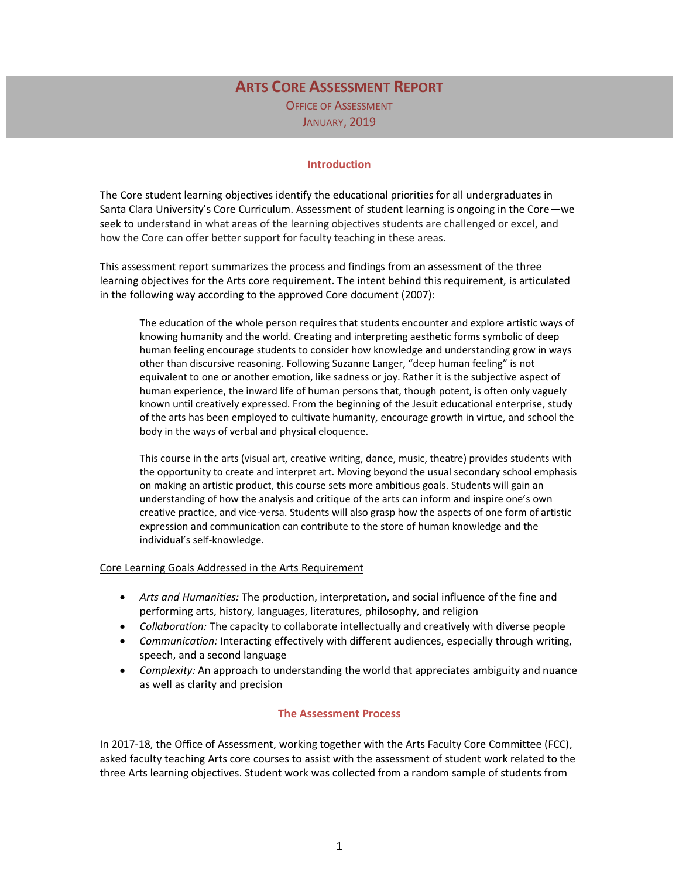# ARTS CORE ASSESSMENT REPORT

OFFICE OF ASSESSMENT

JANUARY, 2019

## Introduction

The Core student learning objectives identify the educational priorities for all undergraduates in Santa Clara University's Core Curriculum. Assessment of student learning is ongoing in the Core—we seek to understand in what areas of the learning objectives students are challenged or excel, and how the Core can offer better support for faculty teaching in these areas.

This assessment report summarizes the process and findings from an assessment of the three learning objectives for the Arts core requirement. The intent behind this requirement, is articulated in the following way according to the approved Core document (2007):

> The education of the whole person requires that students encounter and explore artistic ways of knowing humanity and the world. Creating and interpreting aesthetic forms symbolic of deep human feeling encourage students to consider how knowledge and understanding grow in ways other than discursive reasoning. Following Suzanne Langer, "deep human feeling" is not equivalent to one or another emotion, like sadness or joy. Rather it is the subjective aspect of human experience, the inward life of human persons that, though potent, is often only vaguely known until creatively expressed. From the beginning of the Jesuit educational enterprise, study of the arts has been employed to cultivate humanity, encourage growth in virtue, and school the body in the ways of verbal and physical eloquence.
>
> This course in the arts (visual art, creative writing, dance, music, theatre) provides students with the opportunity to create and interpret art. Moving beyond the usual secondary school emphasis on making an artistic product, this course sets more ambitious goals. Students will gain an understanding of how the analysis and critique of the arts can inform and inspire one's own creative practice, and vice-versa. Students will also grasp how the aspects of one form of artistic expression and communication can contribute to the store of human knowledge and the individual's self-knowledge.

<u>Core Learning Goals Addressed in the Arts Requirement</u>

- *Arts and Humanities:* The production, interpretation, and social influence of the fine and performing arts, history, languages, literatures, philosophy, and religion
- *Collaboration:* The capacity to collaborate intellectually and creatively with diverse people
- *Communication:* Interacting effectively with different audiences, especially through writing, speech, and a second language
- *Complexity:* An approach to understanding the world that appreciates ambiguity and nuance as well as clarity and precision

## The Assessment Process

In 2017-18, the Office of Assessment, working together with the Arts Faculty Core Committee (FCC), asked faculty teaching Arts core courses to assist with the assessment of student work related to the three Arts learning objectives. Student work was collected from a random sample of students from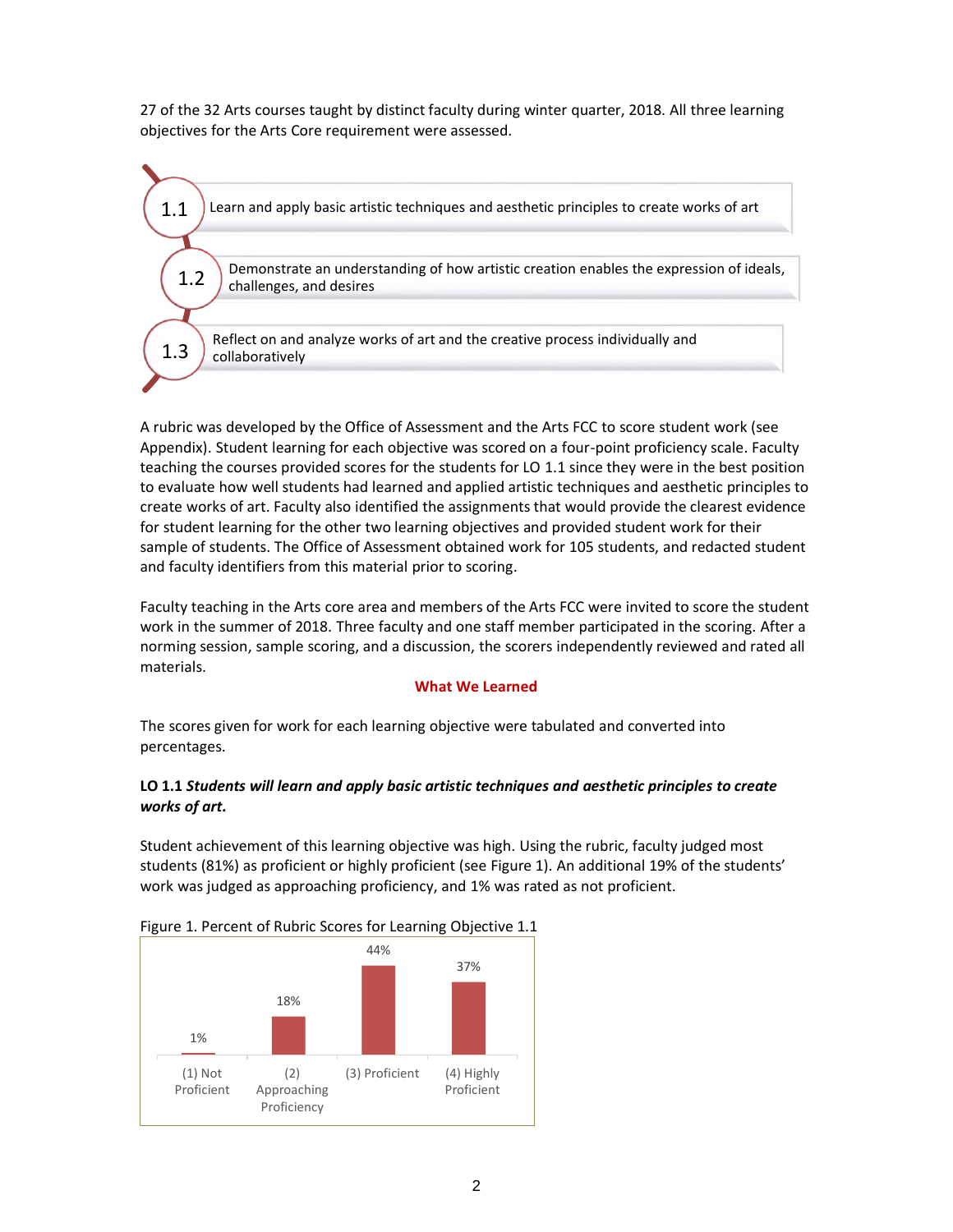27 of the 32 Arts courses taught by distinct faculty during winter quarter, 2018. All three learning objectives for the Arts Core requirement were assessed.

- **1.1** Learn and apply basic artistic techniques and aesthetic principles to create works of art
- **1.2** Demonstrate an understanding of how artistic creation enables the expression of ideals, challenges, and desires
- **1.3** Reflect on and analyze works of art and the creative process individually and collaboratively

A rubric was developed by the Office of Assessment and the Arts FCC to score student work (see Appendix). Student learning for each objective was scored on a four-point proficiency scale. Faculty teaching the courses provided scores for the students for LO 1.1 since they were in the best position to evaluate how well students had learned and applied artistic techniques and aesthetic principles to create works of art. Faculty also identified the assignments that would provide the clearest evidence for student learning for the other two learning objectives and provided student work for their sample of students. The Office of Assessment obtained work for 105 students, and redacted student and faculty identifiers from this material prior to scoring.

Faculty teaching in the Arts core area and members of the Arts FCC were invited to score the student work in the summer of 2018. Three faculty and one staff member participated in the scoring. After a norming session, sample scoring, and a discussion, the scorers independently reviewed and rated all materials.

## What We Learned

The scores given for work for each learning objective were tabulated and converted into percentages.

**LO 1.1** ***Students will learn and apply basic artistic techniques and aesthetic principles to create works of art.***

Student achievement of this learning objective was high. Using the rubric, faculty judged most students (81%) as proficient or highly proficient (see Figure 1). An additional 19% of the students' work was judged as approaching proficiency, and 1% was rated as not proficient.

Figure 1. Percent of Rubric Scores for Learning Objective 1.1

| (1) Not Proficient | (2) Approaching Proficiency | (3) Proficient | (4) Highly Proficient |
|---|---|---|---|
| 1% | 18% | 44% | 37% |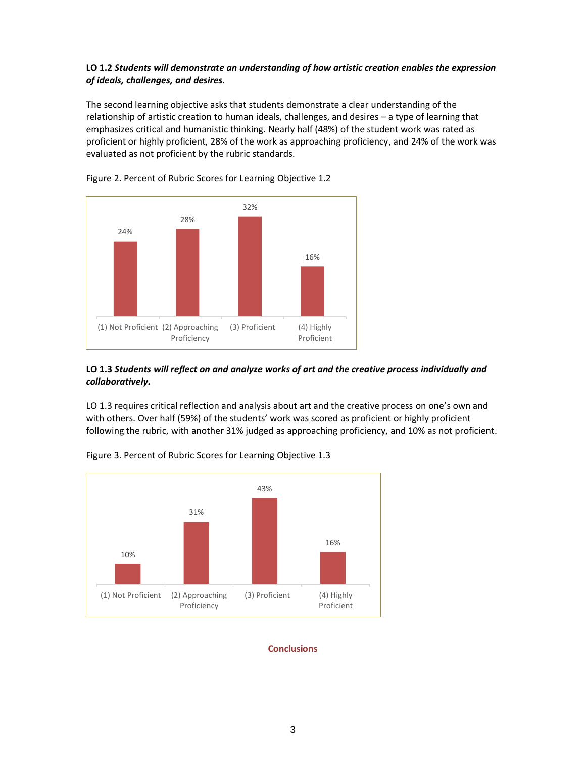**LO 1.2** ***Students will demonstrate an understanding of how artistic creation enables the expression of ideals, challenges, and desires.***

The second learning objective asks that students demonstrate a clear understanding of the relationship of artistic creation to human ideals, challenges, and desires – a type of learning that emphasizes critical and humanistic thinking. Nearly half (48%) of the student work was rated as proficient or highly proficient, 28% of the work as approaching proficiency, and 24% of the work was evaluated as not proficient by the rubric standards.

Figure 2. Percent of Rubric Scores for Learning Objective 1.2

| (1) Not Proficient | (2) Approaching Proficiency | (3) Proficient | (4) Highly Proficient |
|---|---|---|---|
| 24% | 28% | 32% | 16% |

**LO 1.3** ***Students will reflect on and analyze works of art and the creative process individually and collaboratively.***

LO 1.3 requires critical reflection and analysis about art and the creative process on one's own and with others. Over half (59%) of the students' work was scored as proficient or highly proficient following the rubric, with another 31% judged as approaching proficiency, and 10% as not proficient.

Figure 3. Percent of Rubric Scores for Learning Objective 1.3

| (1) Not Proficient | (2) Approaching Proficiency | (3) Proficient | (4) Highly Proficient |
|---|---|---|---|
| 10% | 31% | 43% | 16% |

## Conclusions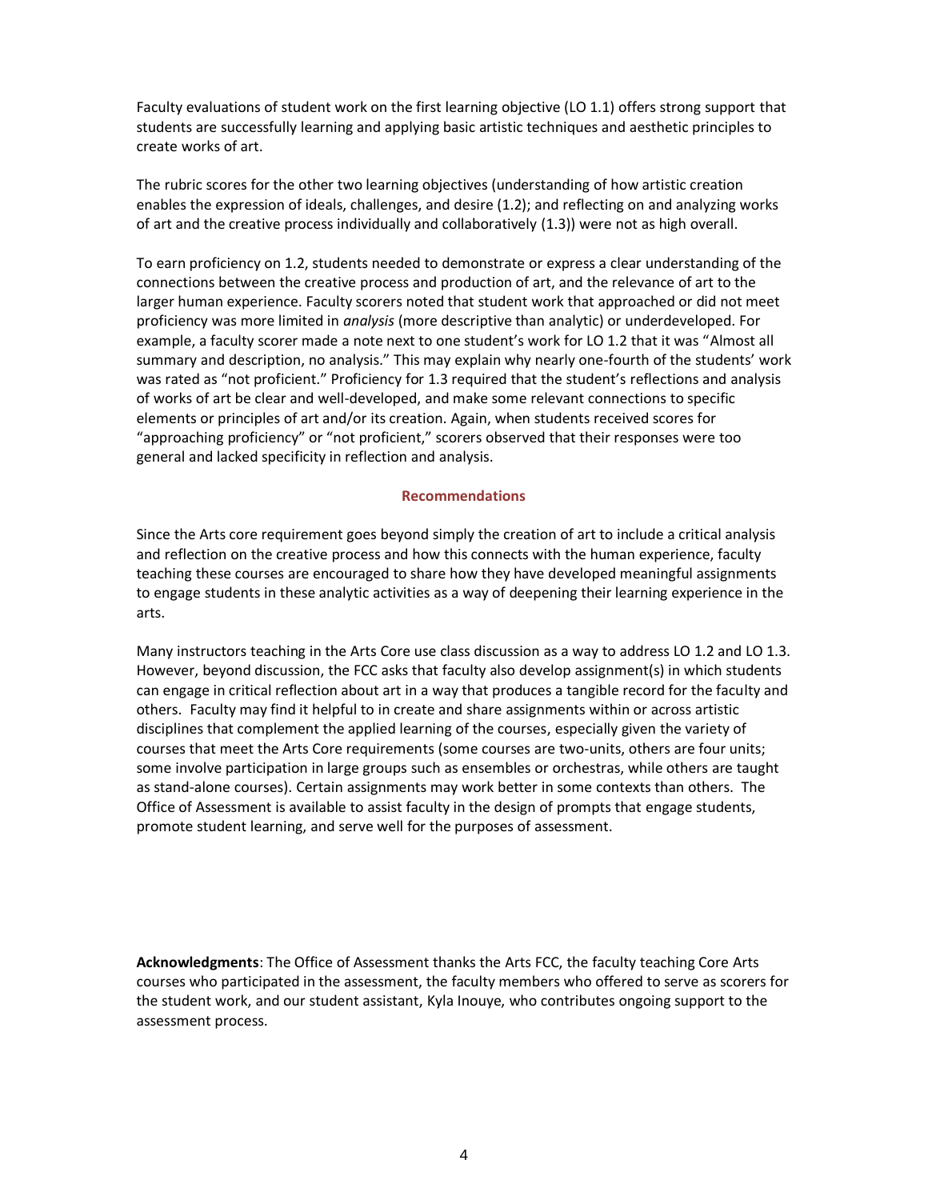Faculty evaluations of student work on the first learning objective (LO 1.1) offers strong support that students are successfully learning and applying basic artistic techniques and aesthetic principles to create works of art.

The rubric scores for the other two learning objectives (understanding of how artistic creation enables the expression of ideals, challenges, and desire (1.2); and reflecting on and analyzing works of art and the creative process individually and collaboratively (1.3)) were not as high overall.

To earn proficiency on 1.2, students needed to demonstrate or express a clear understanding of the connections between the creative process and production of art, and the relevance of art to the larger human experience. Faculty scorers noted that student work that approached or did not meet proficiency was more limited in *analysis* (more descriptive than analytic) or underdeveloped. For example, a faculty scorer made a note next to one student's work for LO 1.2 that it was "Almost all summary and description, no analysis." This may explain why nearly one-fourth of the students' work was rated as "not proficient." Proficiency for 1.3 required that the student's reflections and analysis of works of art be clear and well-developed, and make some relevant connections to specific elements or principles of art and/or its creation. Again, when students received scores for "approaching proficiency" or "not proficient," scorers observed that their responses were too general and lacked specificity in reflection and analysis.

## Recommendations

Since the Arts core requirement goes beyond simply the creation of art to include a critical analysis and reflection on the creative process and how this connects with the human experience, faculty teaching these courses are encouraged to share how they have developed meaningful assignments to engage students in these analytic activities as a way of deepening their learning experience in the arts.

Many instructors teaching in the Arts Core use class discussion as a way to address LO 1.2 and LO 1.3. However, beyond discussion, the FCC asks that faculty also develop assignment(s) in which students can engage in critical reflection about art in a way that produces a tangible record for the faculty and others. Faculty may find it helpful to in create and share assignments within or across artistic disciplines that complement the applied learning of the courses, especially given the variety of courses that meet the Arts Core requirements (some courses are two-units, others are four units; some involve participation in large groups such as ensembles or orchestras, while others are taught as stand-alone courses). Certain assignments may work better in some contexts than others. The Office of Assessment is available to assist faculty in the design of prompts that engage students, promote student learning, and serve well for the purposes of assessment.

**Acknowledgments**: The Office of Assessment thanks the Arts FCC, the faculty teaching Core Arts courses who participated in the assessment, the faculty members who offered to serve as scorers for the student work, and our student assistant, Kyla Inouye, who contributes ongoing support to the assessment process.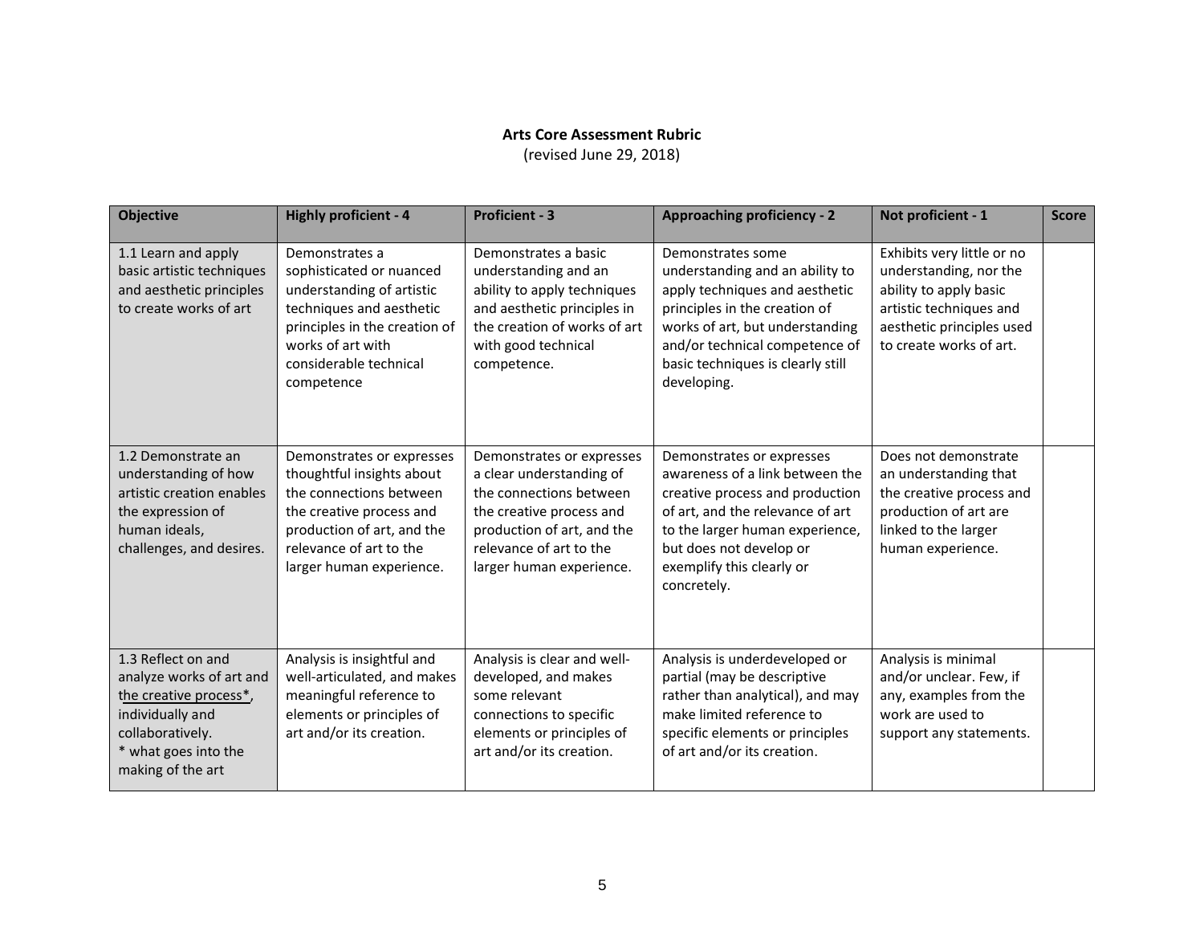**Arts Core Assessment Rubric**
(revised June 29, 2018)

| Objective | Highly proficient - 4 | Proficient - 3 | Approaching proficiency - 2 | Not proficient - 1 | Score |
|---|---|---|---|---|---|
| 1.1 Learn and apply basic artistic techniques and aesthetic principles to create works of art | Demonstrates a sophisticated or nuanced understanding of artistic techniques and aesthetic principles in the creation of works of art with considerable technical competence | Demonstrates a basic understanding and an ability to apply techniques and aesthetic principles in the creation of works of art with good technical competence. | Demonstrates some understanding and an ability to apply techniques and aesthetic principles in the creation of works of art, but understanding and/or technical competence of basic techniques is clearly still developing. | Exhibits very little or no understanding, nor the ability to apply basic artistic techniques and aesthetic principles used to create works of art. | |
| 1.2 Demonstrate an understanding of how artistic creation enables the expression of human ideals, challenges, and desires. | Demonstrates or expresses thoughtful insights about the connections between the creative process and production of art, and the relevance of art to the larger human experience. | Demonstrates or expresses a clear understanding of the connections between the creative process and production of art, and the relevance of art to the larger human experience. | Demonstrates or expresses awareness of a link between the creative process and production of art, and the relevance of art to the larger human experience, but does not develop or exemplify this clearly or concretely. | Does not demonstrate an understanding that the creative process and production of art are linked to the larger human experience. | |
| 1.3 Reflect on and analyze works of art and the creative process*, individually and collaboratively.<br>* what goes into the making of the art | Analysis is insightful and well-articulated, and makes meaningful reference to elements or principles of art and/or its creation. | Analysis is clear and well-developed, and makes some relevant connections to specific elements or principles of art and/or its creation. | Analysis is underdeveloped or partial (may be descriptive rather than analytical), and may make limited reference to specific elements or principles of art and/or its creation. | Analysis is minimal and/or unclear. Few, if any, examples from the work are used to support any statements. | |